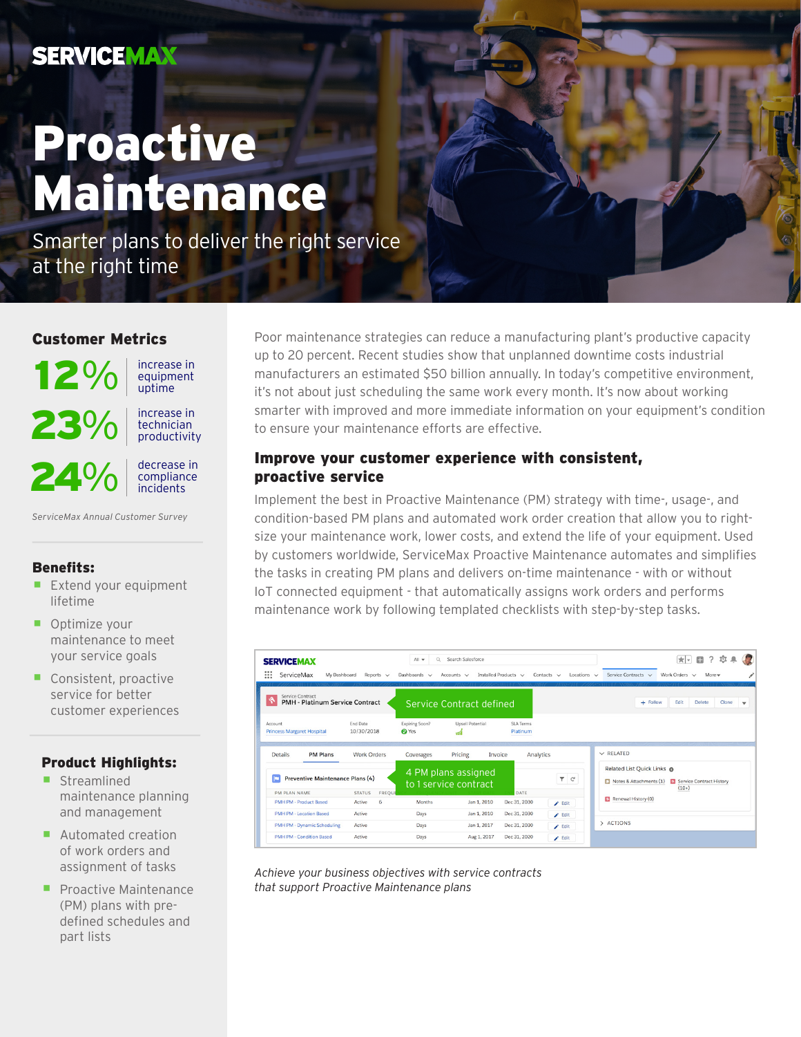SERVICEMAX

# Proactive Maintenance

Smarter plans to deliver the right service at the right time

## Customer Metrics

**12%** increase in equipment uptime

**23%** increase in technician productivity

**24%** decrease in compliance incidents

*ServiceMax Annual Customer Survey*

### Benefits:

- Extend your equipment lifetime
- Optimize your maintenance to meet your service goals
- Consistent, proactive service for better customer experiences

### Product Highlights:

- Streamlined maintenance planning and management
- Automated creation of work orders and assignment of tasks
- Proactive Maintenance (PM) plans with pre-defined schedules and part lists

Poor maintenance strategies can reduce a manufacturing plant's productive capacity up to 20 percent. Recent studies show that unplanned downtime costs industrial manufacturers an estimated $50 billion annually. In today's competitive environment, it's not about just scheduling the same work every month. It's now about working smarter with improved and more immediate information on your equipment's condition to ensure your maintenance efforts are effective.

## Improve your customer experience with consistent, proactive service

Implement the best in Proactive Maintenance (PM) strategy with time-, usage-, and condition-based PM plans and automated work order creation that allow you to right-size your maintenance work, lower costs, and extend the life of your equipment. Used by customers worldwide, ServiceMax Proactive Maintenance automates and simplifies the tasks in creating PM plans and delivers on-time maintenance - with or without IoT connected equipment - that automatically assigns work orders and performs maintenance work by following templated checklists with step-by-step tasks.

*Achieve your business objectives with service contracts that support Proactive Maintenance plans*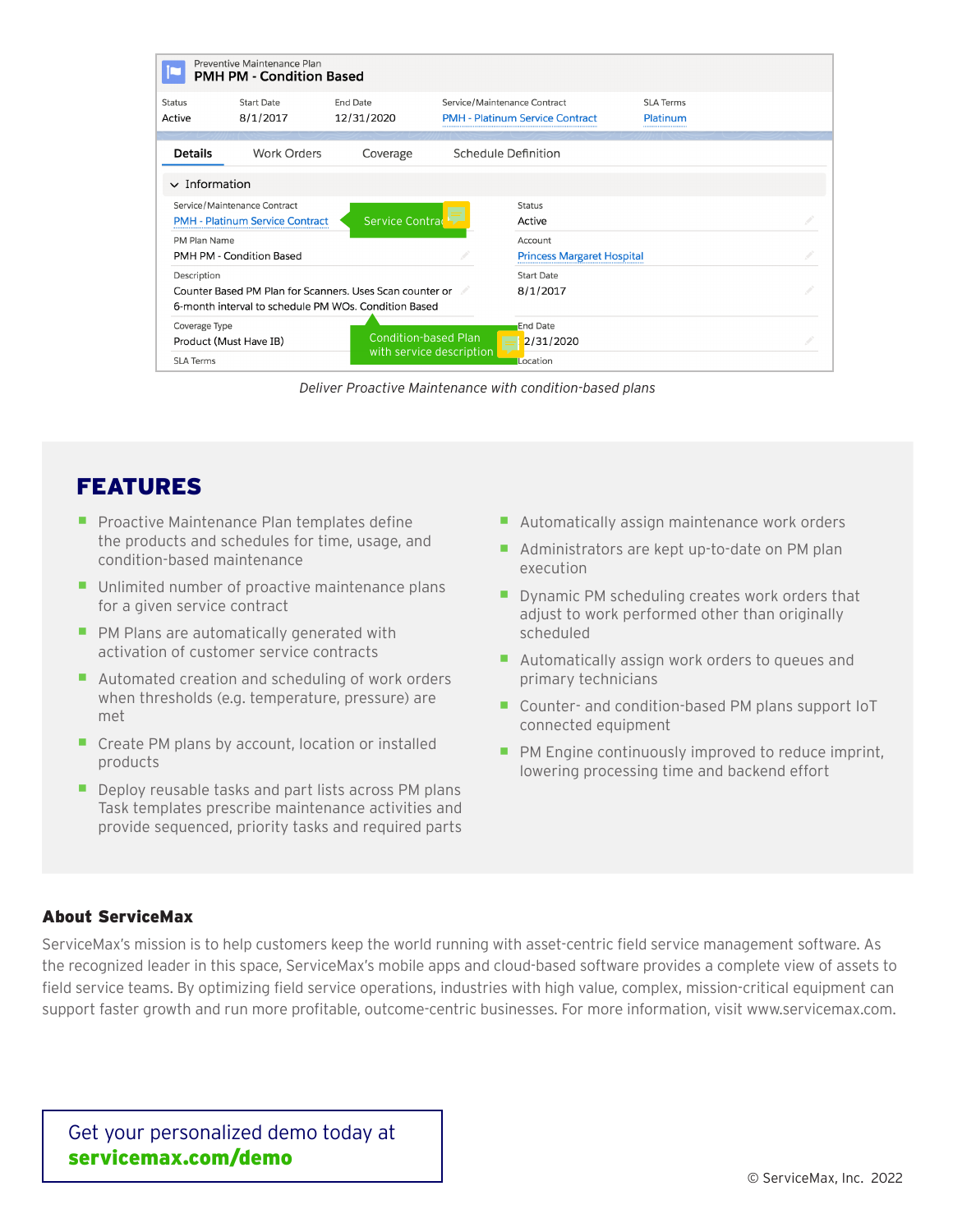*Deliver Proactive Maintenance with condition-based plans*

## FEATURES

- Proactive Maintenance Plan templates define the products and schedules for time, usage, and condition-based maintenance
- Unlimited number of proactive maintenance plans for a given service contract
- PM Plans are automatically generated with activation of customer service contracts
- Automated creation and scheduling of work orders when thresholds (e.g. temperature, pressure) are met
- Create PM plans by account, location or installed products
- Deploy reusable tasks and part lists across PM plans Task templates prescribe maintenance activities and provide sequenced, priority tasks and required parts
- Automatically assign maintenance work orders
- Administrators are kept up-to-date on PM plan execution
- Dynamic PM scheduling creates work orders that adjust to work performed other than originally scheduled
- Automatically assign work orders to queues and primary technicians
- Counter- and condition-based PM plans support IoT connected equipment
- PM Engine continuously improved to reduce imprint, lowering processing time and backend effort

### About ServiceMax

ServiceMax's mission is to help customers keep the world running with asset-centric field service management software. As the recognized leader in this space, ServiceMax's mobile apps and cloud-based software provides a complete view of assets to field service teams. By optimizing field service operations, industries with high value, complex, mission-critical equipment can support faster growth and run more profitable, outcome-centric businesses. For more information, visit www.servicemax.com.

Get your personalized demo today at
**servicemax.com/demo**

© ServiceMax, Inc. 2022